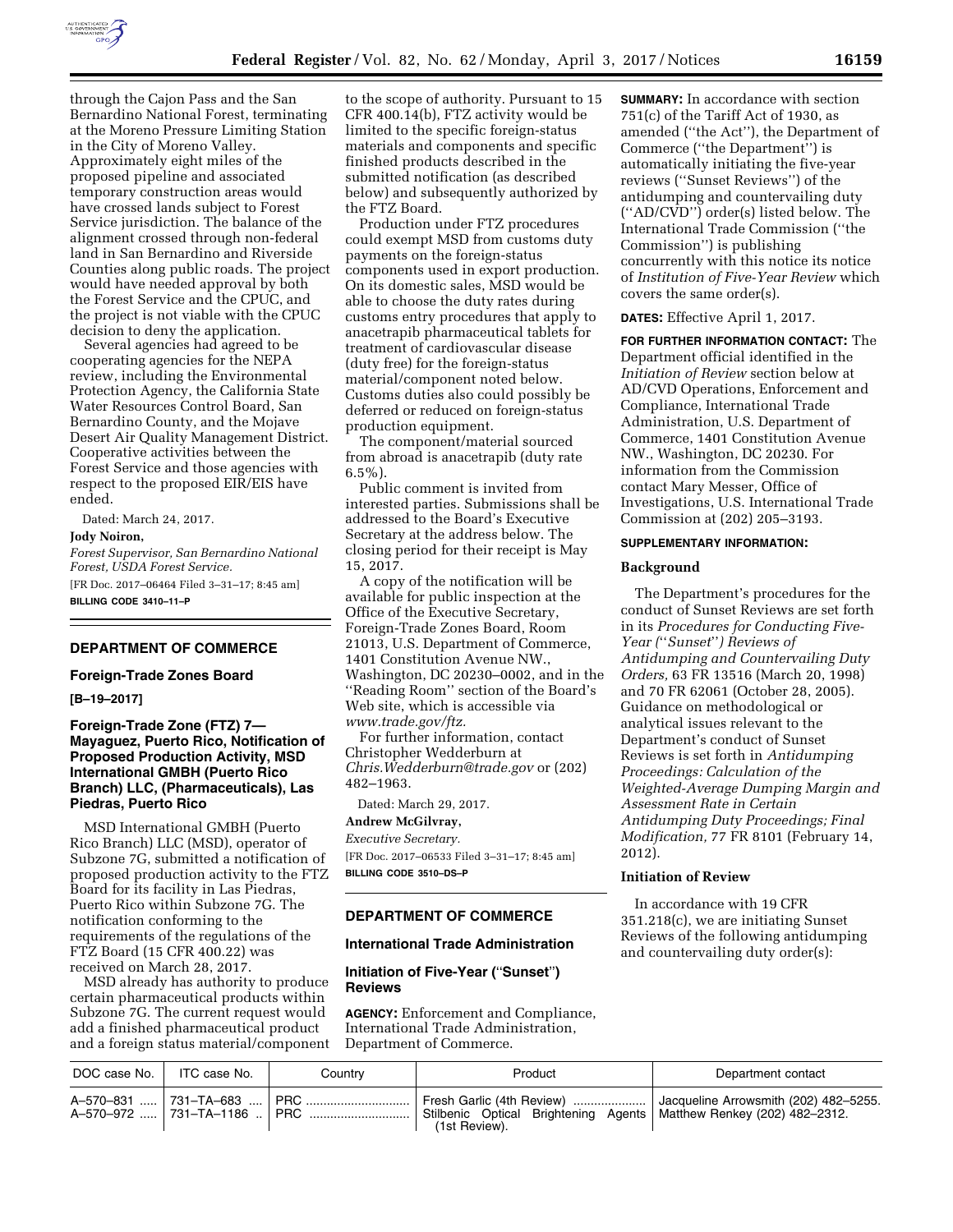through the Cajon Pass and the San Bernardino National Forest, terminating at the Moreno Pressure Limiting Station in the City of Moreno Valley. Approximately eight miles of the proposed pipeline and associated temporary construction areas would have crossed lands subject to Forest Service jurisdiction. The balance of the alignment crossed through non-federal land in San Bernardino and Riverside Counties along public roads. The project would have needed approval by both the Forest Service and the CPUC, and the project is not viable with the CPUC decision to deny the application.

Several agencies had agreed to be cooperating agencies for the NEPA review, including the Environmental Protection Agency, the California State Water Resources Control Board, San Bernardino County, and the Mojave Desert Air Quality Management District. Cooperative activities between the Forest Service and those agencies with respect to the proposed EIR/EIS have ended.

Dated: March 24, 2017.

**Jody Noiron,**

*Forest Supervisor, San Bernardino National Forest, USDA Forest Service.*

[FR Doc. 2017–06464 Filed 3–31–17; 8:45 am]

**BILLING CODE 3410–11–P**

## DEPARTMENT OF COMMERCE

### Foreign-Trade Zones Board

**[B–19–2017]**

### Foreign-Trade Zone (FTZ) 7—Mayaguez, Puerto Rico, Notification of Proposed Production Activity, MSD International GMBH (Puerto Rico Branch) LLC, (Pharmaceuticals), Las Piedras, Puerto Rico

MSD International GMBH (Puerto Rico Branch) LLC (MSD), operator of Subzone 7G, submitted a notification of proposed production activity to the FTZ Board for its facility in Las Piedras, Puerto Rico within Subzone 7G. The notification conforming to the requirements of the regulations of the FTZ Board (15 CFR 400.22) was received on March 28, 2017.

MSD already has authority to produce certain pharmaceutical products within Subzone 7G. The current request would add a finished pharmaceutical product and a foreign status material/component to the scope of authority. Pursuant to 15 CFR 400.14(b), FTZ activity would be limited to the specific foreign-status materials and components and specific finished products described in the submitted notification (as described below) and subsequently authorized by the FTZ Board.

Production under FTZ procedures could exempt MSD from customs duty payments on the foreign-status components used in export production. On its domestic sales, MSD would be able to choose the duty rates during customs entry procedures that apply to anacetrapib pharmaceutical tablets for treatment of cardiovascular disease (duty free) for the foreign-status material/component noted below. Customs duties also could possibly be deferred or reduced on foreign-status production equipment.

The component/material sourced from abroad is anacetrapib (duty rate 6.5%).

Public comment is invited from interested parties. Submissions shall be addressed to the Board's Executive Secretary at the address below. The closing period for their receipt is May 15, 2017.

A copy of the notification will be available for public inspection at the Office of the Executive Secretary, Foreign-Trade Zones Board, Room 21013, U.S. Department of Commerce, 1401 Constitution Avenue NW., Washington, DC 20230–0002, and in the ''Reading Room'' section of the Board's Web site, which is accessible via *www.trade.gov/ftz.*

For further information, contact Christopher Wedderburn at *Chris.Wedderburn@trade.gov* or (202) 482–1963.

Dated: March 29, 2017.

**Andrew McGilvray,**

*Executive Secretary.*

[FR Doc. 2017–06533 Filed 3–31–17; 8:45 am]

**BILLING CODE 3510–DS–P**

## DEPARTMENT OF COMMERCE

### International Trade Administration

### Initiation of Five-Year (''Sunset'') Reviews

**AGENCY:** Enforcement and Compliance, International Trade Administration, Department of Commerce.

**SUMMARY:** In accordance with section 751(c) of the Tariff Act of 1930, as amended (''the Act''), the Department of Commerce (''the Department'') is automatically initiating the five-year reviews (''Sunset Reviews'') of the antidumping and countervailing duty (''AD/CVD'') order(s) listed below. The International Trade Commission (''the Commission'') is publishing concurrently with this notice its notice of *Institution of Five-Year Review* which covers the same order(s).

**DATES:** Effective April 1, 2017.

**FOR FURTHER INFORMATION CONTACT:** The Department official identified in the *Initiation of Review* section below at AD/CVD Operations, Enforcement and Compliance, International Trade Administration, U.S. Department of Commerce, 1401 Constitution Avenue NW., Washington, DC 20230. For information from the Commission contact Mary Messer, Office of Investigations, U.S. International Trade Commission at (202) 205–3193.

**SUPPLEMENTARY INFORMATION:**

#### Background

The Department's procedures for the conduct of Sunset Reviews are set forth in its *Procedures for Conducting Five-Year (''Sunset'') Reviews of Antidumping and Countervailing Duty Orders,* 63 FR 13516 (March 20, 1998) and 70 FR 62061 (October 28, 2005). Guidance on methodological or analytical issues relevant to the Department's conduct of Sunset Reviews is set forth in *Antidumping Proceedings: Calculation of the Weighted-Average Dumping Margin and Assessment Rate in Certain Antidumping Duty Proceedings; Final Modification,* 77 FR 8101 (February 14, 2012).

#### Initiation of Review

In accordance with 19 CFR 351.218(c), we are initiating Sunset Reviews of the following antidumping and countervailing duty order(s):

| DOC case No. | ITC case No. | Country | Product | Department contact |
|---|---|---|---|---|
| A–570–831 | 731–TA–683 | PRC | Fresh Garlic (4th Review) | Jacqueline Arrowsmith (202) 482–5255. |
| A–570–972 | 731–TA–1186 | PRC | Stilbenic Optical Brightening Agents (1st Review). | Matthew Renkey (202) 482–2312. |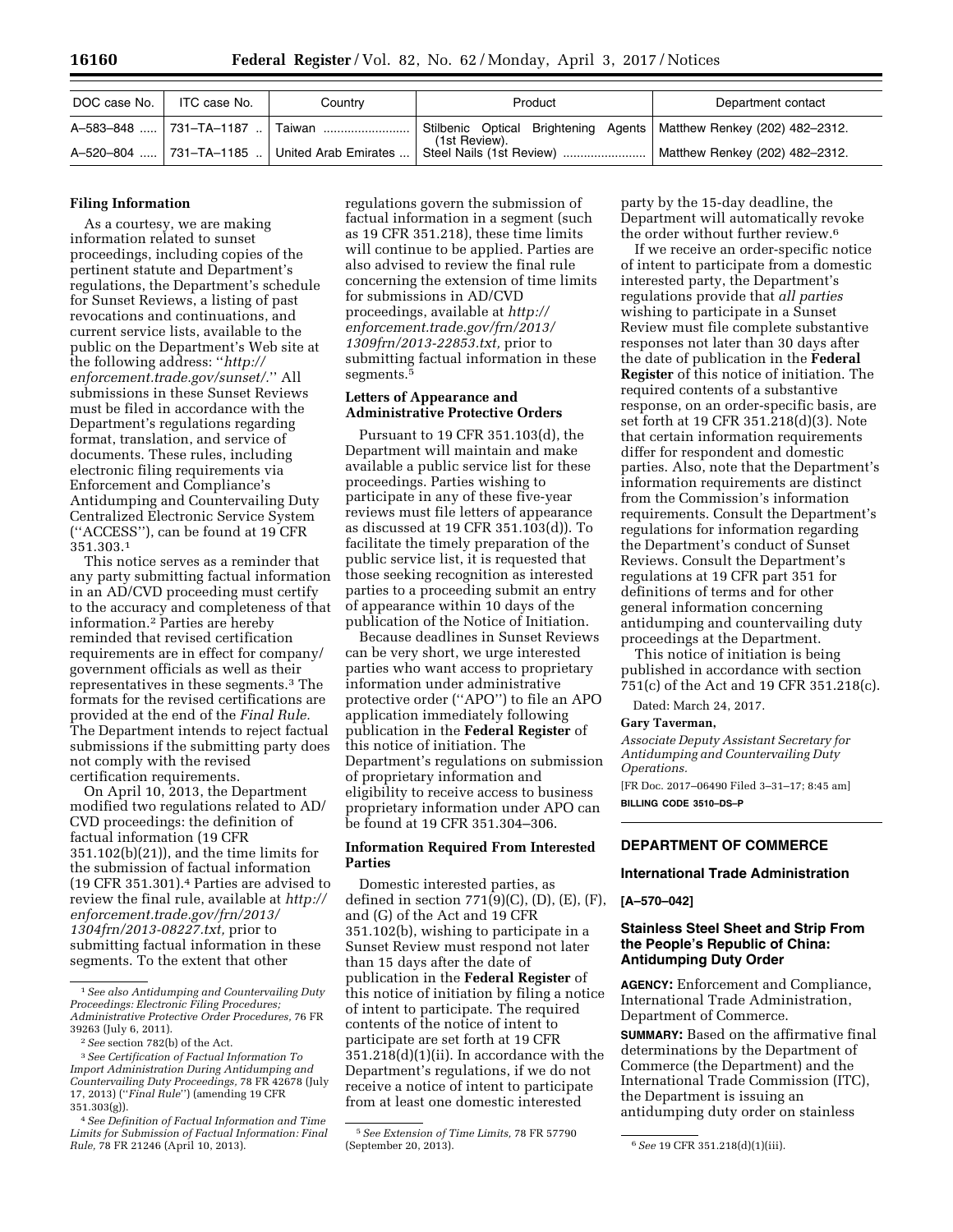| DOC case No. | ITC case No. | Country | Product | Department contact |
|---|---|---|---|---|
| A–583–848 ..... | 731–TA–1187 .. | Taiwan ........................ | Stilbenic Optical Brightening Agents (1st Review). | Matthew Renkey (202) 482–2312. |
| A–520–804 ..... | 731–TA–1185 .. | United Arab Emirates ... | Steel Nails (1st Review) ........................ | Matthew Renkey (202) 482–2312. |

**Filing Information**

As a courtesy, we are making information related to sunset proceedings, including copies of the pertinent statute and Department's regulations, the Department's schedule for Sunset Reviews, a listing of past revocations and continuations, and current service lists, available to the public on the Department's Web site at the following address: ''*http://enforcement.trade.gov/sunset/*.'' All submissions in these Sunset Reviews must be filed in accordance with the Department's regulations regarding format, translation, and service of documents. These rules, including electronic filing requirements via Enforcement and Compliance's Antidumping and Countervailing Duty Centralized Electronic Service System (''ACCESS''), can be found at 19 CFR 351.303.[1]

This notice serves as a reminder that any party submitting factual information in an AD/CVD proceeding must certify to the accuracy and completeness of that information.[2] Parties are hereby reminded that revised certification requirements are in effect for company/government officials as well as their representatives in these segments.[3] The formats for the revised certifications are provided at the end of the *Final Rule.* The Department intends to reject factual submissions if the submitting party does not comply with the revised certification requirements.

On April 10, 2013, the Department modified two regulations related to AD/CVD proceedings: the definition of factual information (19 CFR 351.102(b)(21)), and the time limits for the submission of factual information (19 CFR 351.301).[4] Parties are advised to review the final rule, available at *http://enforcement.trade.gov/frn/2013/1304frn/2013-08227.txt,* prior to submitting factual information in these segments. To the extent that other regulations govern the submission of factual information in a segment (such as 19 CFR 351.218), these time limits will continue to be applied. Parties are also advised to review the final rule concerning the extension of time limits for submissions in AD/CVD proceedings, available at *http://enforcement.trade.gov/frn/2013/1309frn/2013-22853.txt,* prior to submitting factual information in these segments.[5]

**Letters of Appearance and Administrative Protective Orders**

Pursuant to 19 CFR 351.103(d), the Department will maintain and make available a public service list for these proceedings. Parties wishing to participate in any of these five-year reviews must file letters of appearance as discussed at 19 CFR 351.103(d)). To facilitate the timely preparation of the public service list, it is requested that those seeking recognition as interested parties to a proceeding submit an entry of appearance within 10 days of the publication of the Notice of Initiation.

Because deadlines in Sunset Reviews can be very short, we urge interested parties who want access to proprietary information under administrative protective order (''APO'') to file an APO application immediately following publication in the **Federal Register** of this notice of initiation. The Department's regulations on submission of proprietary information and eligibility to receive access to business proprietary information under APO can be found at 19 CFR 351.304–306.

**Information Required From Interested Parties**

Domestic interested parties, as defined in section 771(9)(C), (D), (E), (F), and (G) of the Act and 19 CFR 351.102(b), wishing to participate in a Sunset Review must respond not later than 15 days after the date of publication in the **Federal Register** of this notice of initiation by filing a notice of intent to participate. The required contents of the notice of intent to participate are set forth at 19 CFR 351.218(d)(1)(ii). In accordance with the Department's regulations, if we do not receive a notice of intent to participate from at least one domestic interested party by the 15-day deadline, the Department will automatically revoke the order without further review.[6]

If we receive an order-specific notice of intent to participate from a domestic interested party, the Department's regulations provide that *all parties* wishing to participate in a Sunset Review must file complete substantive responses not later than 30 days after the date of publication in the **Federal Register** of this notice of initiation. The required contents of a substantive response, on an order-specific basis, are set forth at 19 CFR 351.218(d)(3). Note that certain information requirements differ for respondent and domestic parties. Also, note that the Department's information requirements are distinct from the Commission's information requirements. Consult the Department's regulations for information regarding the Department's conduct of Sunset Reviews. Consult the Department's regulations at 19 CFR part 351 for definitions of terms and for other general information concerning antidumping and countervailing duty proceedings at the Department.

This notice of initiation is being published in accordance with section 751(c) of the Act and 19 CFR 351.218(c).

Dated: March 24, 2017.

**Gary Taverman,**

*Associate Deputy Assistant Secretary for Antidumping and Countervailing Duty Operations.*

[FR Doc. 2017–06490 Filed 3–31–17; 8:45 am]

**BILLING CODE 3510–DS–P**

[1] *See also Antidumping and Countervailing Duty Proceedings: Electronic Filing Procedures; Administrative Protective Order Procedures,* 76 FR 39263 (July 6, 2011).

[2] *See* section 782(b) of the Act.

[3] *See Certification of Factual Information To Import Administration During Antidumping and Countervailing Duty Proceedings,* 78 FR 42678 (July 17, 2013) (''*Final Rule*'') (amending 19 CFR 351.303(g)).

[4] *See Definition of Factual Information and Time Limits for Submission of Factual Information: Final Rule,* 78 FR 21246 (April 10, 2013).

[5] *See Extension of Time Limits,* 78 FR 57790 (September 20, 2013).

[6] *See* 19 CFR 351.218(d)(1)(iii).

## DEPARTMENT OF COMMERCE

### International Trade Administration

**[A–570–042]**

### Stainless Steel Sheet and Strip From the People's Republic of China: Antidumping Duty Order

**AGENCY:** Enforcement and Compliance, International Trade Administration, Department of Commerce.

**SUMMARY:** Based on the affirmative final determinations by the Department of Commerce (the Department) and the International Trade Commission (ITC), the Department is issuing an antidumping duty order on stainless